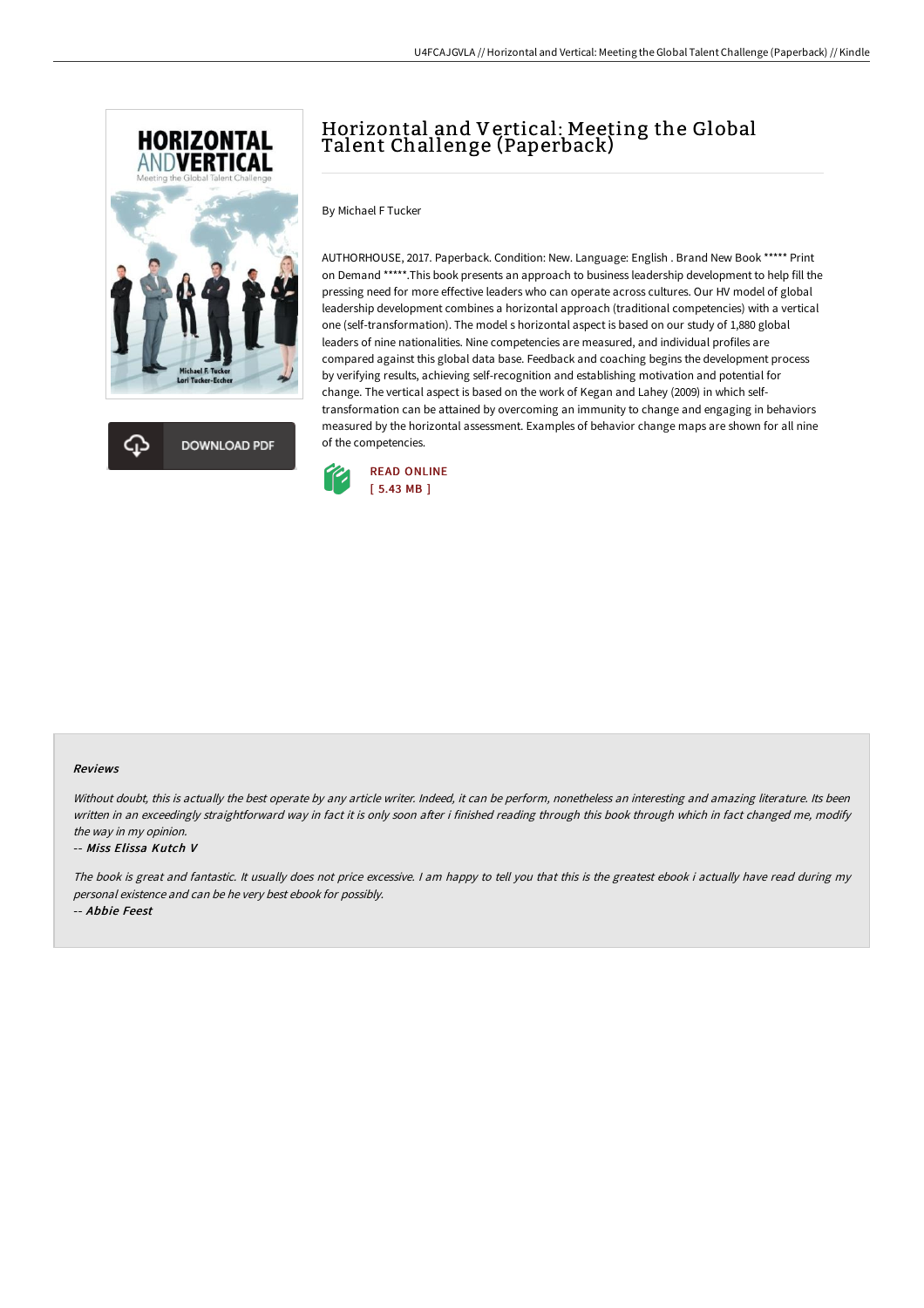# Horizontal and Vertical: Meeting the Global Talent Challenge (Paperback)

By Michael F Tucker

AUTHORHOUSE, 2017. Paperback. Condition: New. Language: English . Brand New Book ***** Print on Demand *****.This book presents an approach to business leadership development to help fill the pressing need for more effective leaders who can operate across cultures. Our HV model of global leadership development combines a horizontal approach (traditional competencies) with a vertical one (self-transformation). The model s horizontal aspect is based on our study of 1,880 global leaders of nine nationalities. Nine competencies are measured, and individual profiles are compared against this global data base. Feedback and coaching begins the development process by verifying results, achieving self-recognition and establishing motivation and potential for change. The vertical aspect is based on the work of Kegan and Lahey (2009) in which self-transformation can be attained by overcoming an immunity to change and engaging in behaviors measured by the horizontal assessment. Examples of behavior change maps are shown for all nine of the competencies.

READ ONLINE
[ 5.43 MB ]

DOWNLOAD PDF

### Reviews

*Without doubt, this is actually the best operate by any article writer. Indeed, it can be perform, nonetheless an interesting and amazing literature. Its been written in an exceedingly straightforward way in fact it is only soon after i finished reading through this book through which in fact changed me, modify the way in my opinion.*

-- ***Miss Elissa Kutch V***

*The book is great and fantastic. It usually does not price excessive. I am happy to tell you that this is the greatest ebook i actually have read during my personal existence and can be he very best ebook for possibly.*

-- ***Abbie Feest***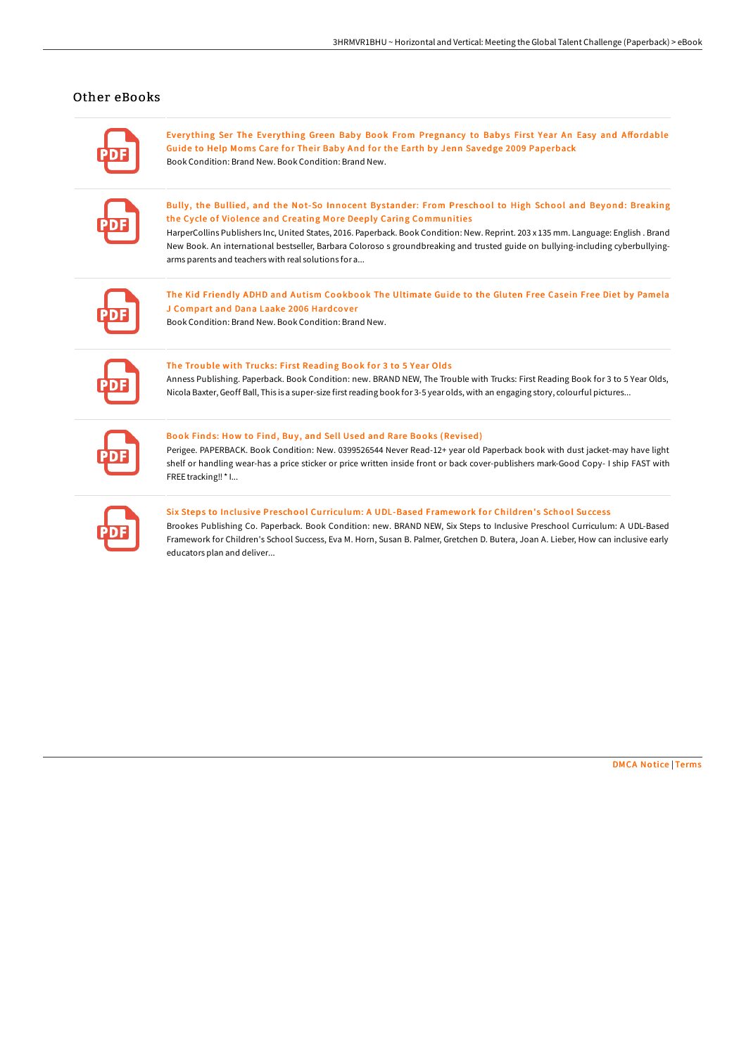## Other eBooks

**Everything Ser The Everything Green Baby Book From Pregnancy to Babys First Year An Easy and Affordable Guide to Help Moms Care for Their Baby And for the Earth by Jenn Savedge 2009 Paperback**

Book Condition: Brand New. Book Condition: Brand New.

**Bully, the Bullied, and the Not-So Innocent Bystander: From Preschool to High School and Beyond: Breaking the Cycle of Violence and Creating More Deeply Caring Communities**

HarperCollins Publishers Inc, United States, 2016. Paperback. Book Condition: New. Reprint. 203 x 135 mm. Language: English . Brand New Book. An international bestseller, Barbara Coloroso s groundbreaking and trusted guide on bullying-including cyberbullying-arms parents and teachers with real solutions for a...

**The Kid Friendly ADHD and Autism Cookbook The Ultimate Guide to the Gluten Free Casein Free Diet by Pamela J Compart and Dana Laake 2006 Hardcover**

Book Condition: Brand New. Book Condition: Brand New.

**The Trouble with Trucks: First Reading Book for 3 to 5 Year Olds**

Anness Publishing. Paperback. Book Condition: new. BRAND NEW, The Trouble with Trucks: First Reading Book for 3 to 5 Year Olds, Nicola Baxter, Geoff Ball, This is a super-size first reading book for 3-5 year olds, with an engaging story, colourful pictures...

**Book Finds: How to Find, Buy, and Sell Used and Rare Books (Revised)**

Perigee. PAPERBACK. Book Condition: New. 0399526544 Never Read-12+ year old Paperback book with dust jacket-may have light shelf or handling wear-has a price sticker or price written inside front or back cover-publishers mark-Good Copy- I ship FAST with FREE tracking!! * I...

**Six Steps to Inclusive Preschool Curriculum: A UDL-Based Framework for Children's School Success**

Brookes Publishing Co. Paperback. Book Condition: new. BRAND NEW, Six Steps to Inclusive Preschool Curriculum: A UDL-Based Framework for Children's School Success, Eva M. Horn, Susan B. Palmer, Gretchen D. Butera, Joan A. Lieber, How can inclusive early educators plan and deliver...

DMCA Notice | Terms